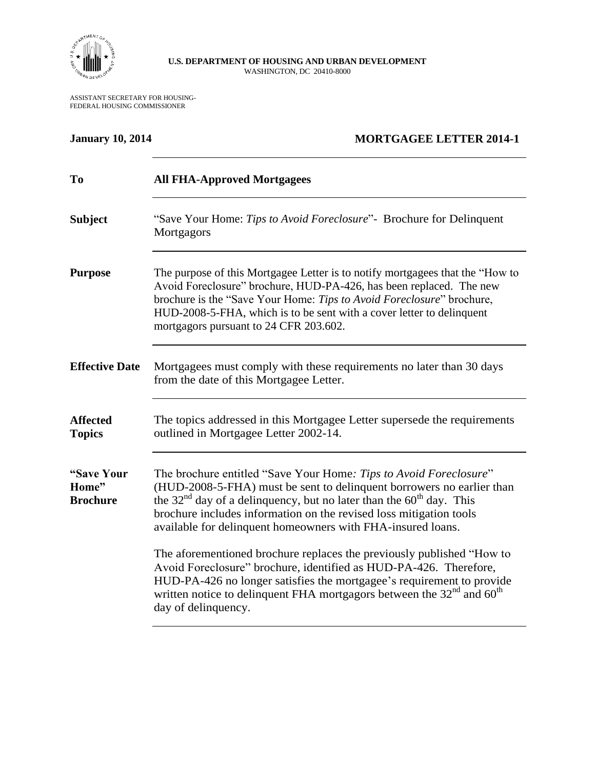**U.S. DEPARTMENT OF HOUSING AND URBAN DEVELOPMENT**
WASHINGTON, DC 20410-8000

ASSISTANT SECRETARY FOR HOUSING-
FEDERAL HOUSING COMMISSIONER

**January 10, 2014** **MORTGAGEE LETTER 2014-1**

| | |
|---|---|
| **To** | **All FHA-Approved Mortgagees** |
| **Subject** | "Save Your Home: *Tips to Avoid Foreclosure*"- Brochure for Delinquent Mortgagors |
| **Purpose** | The purpose of this Mortgagee Letter is to notify mortgagees that the "How to Avoid Foreclosure" brochure, HUD-PA-426, has been replaced. The new brochure is the "Save Your Home: *Tips to Avoid Foreclosure*" brochure, HUD-2008-5-FHA, which is to be sent with a cover letter to delinquent mortgagors pursuant to 24 CFR 203.602. |
| **Effective Date** | Mortgagees must comply with these requirements no later than 30 days from the date of this Mortgagee Letter. |
| **Affected Topics** | The topics addressed in this Mortgagee Letter supersede the requirements outlined in Mortgagee Letter 2002-14. |
| **"Save Your Home" Brochure** | The brochure entitled "Save Your Home*: Tips to Avoid Foreclosure*" (HUD-2008-5-FHA) must be sent to delinquent borrowers no earlier than the 32nd day of a delinquency, but no later than the 60th day. This brochure includes information on the revised loss mitigation tools available for delinquent homeowners with FHA-insured loans.<br><br>The aforementioned brochure replaces the previously published "How to Avoid Foreclosure" brochure, identified as HUD-PA-426. Therefore, HUD-PA-426 no longer satisfies the mortgagee's requirement to provide written notice to delinquent FHA mortgagors between the 32nd and 60th day of delinquency. |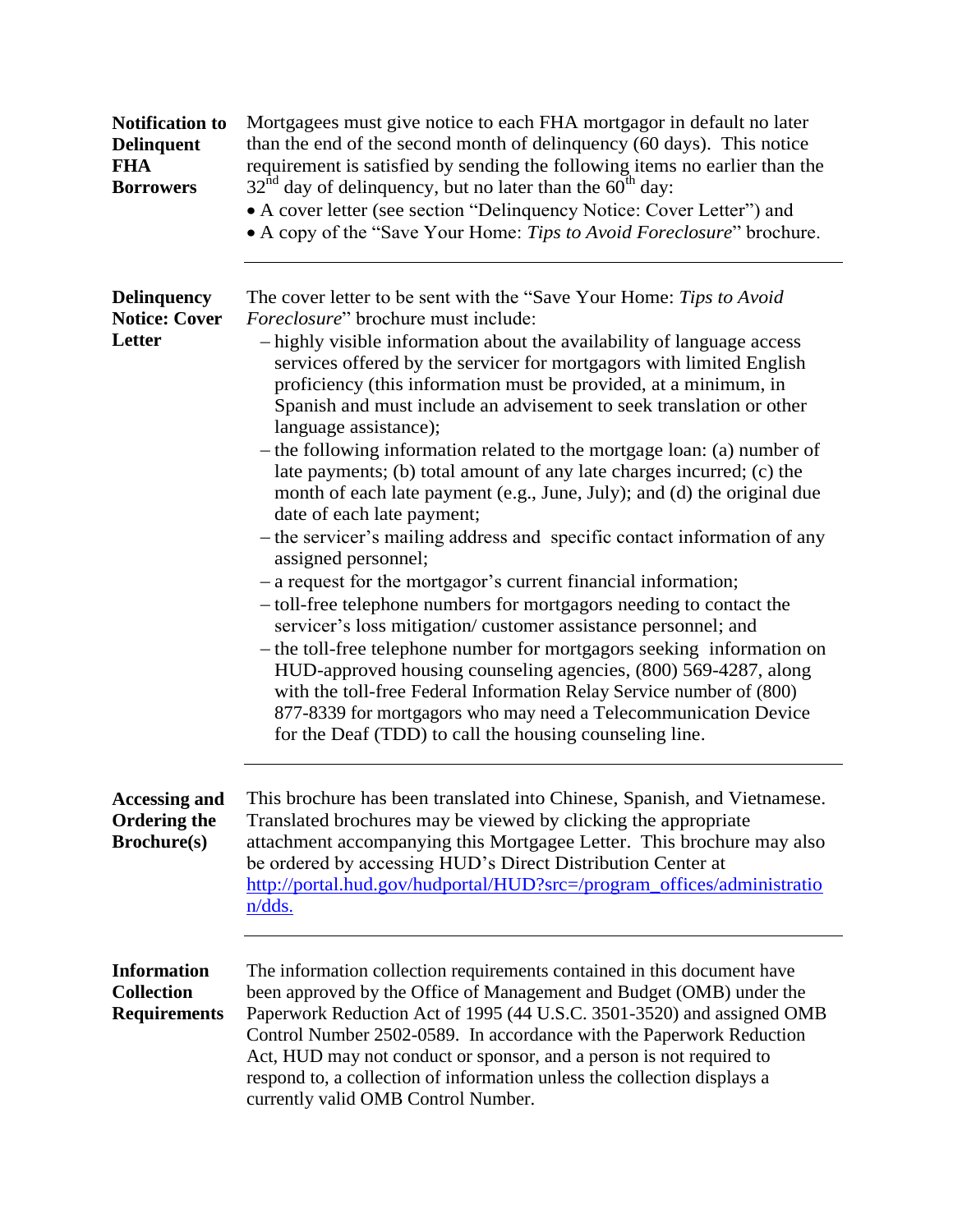**Notification to Delinquent FHA Borrowers**

Mortgagees must give notice to each FHA mortgagor in default no later than the end of the second month of delinquency (60 days). This notice requirement is satisfied by sending the following items no earlier than the 32nd day of delinquency, but no later than the 60th day:

- A cover letter (see section "Delinquency Notice: Cover Letter") and
- A copy of the "Save Your Home: *Tips to Avoid Foreclosure*" brochure.

---

**Delinquency Notice: Cover Letter**

The cover letter to be sent with the "Save Your Home: *Tips to Avoid Foreclosure*" brochure must include:

- highly visible information about the availability of language access services offered by the servicer for mortgagors with limited English proficiency (this information must be provided, at a minimum, in Spanish and must include an advisement to seek translation or other language assistance);
- the following information related to the mortgage loan: (a) number of late payments; (b) total amount of any late charges incurred; (c) the month of each late payment (e.g., June, July); and (d) the original due date of each late payment;
- the servicer's mailing address and specific contact information of any assigned personnel;
- a request for the mortgagor's current financial information;
- toll-free telephone numbers for mortgagors needing to contact the servicer's loss mitigation/ customer assistance personnel; and
- the toll-free telephone number for mortgagors seeking information on HUD-approved housing counseling agencies, (800) 569-4287, along with the toll-free Federal Information Relay Service number of (800) 877-8339 for mortgagors who may need a Telecommunication Device for the Deaf (TDD) to call the housing counseling line.

---

**Accessing and Ordering the Brochure(s)**

This brochure has been translated into Chinese, Spanish, and Vietnamese. Translated brochures may be viewed by clicking the appropriate attachment accompanying this Mortgagee Letter. This brochure may also be ordered by accessing HUD's Direct Distribution Center at http://portal.hud.gov/hudportal/HUD?src=/program_offices/administration/dds.

---

**Information Collection Requirements**

The information collection requirements contained in this document have been approved by the Office of Management and Budget (OMB) under the Paperwork Reduction Act of 1995 (44 U.S.C. 3501-3520) and assigned OMB Control Number 2502-0589. In accordance with the Paperwork Reduction Act, HUD may not conduct or sponsor, and a person is not required to respond to, a collection of information unless the collection displays a currently valid OMB Control Number.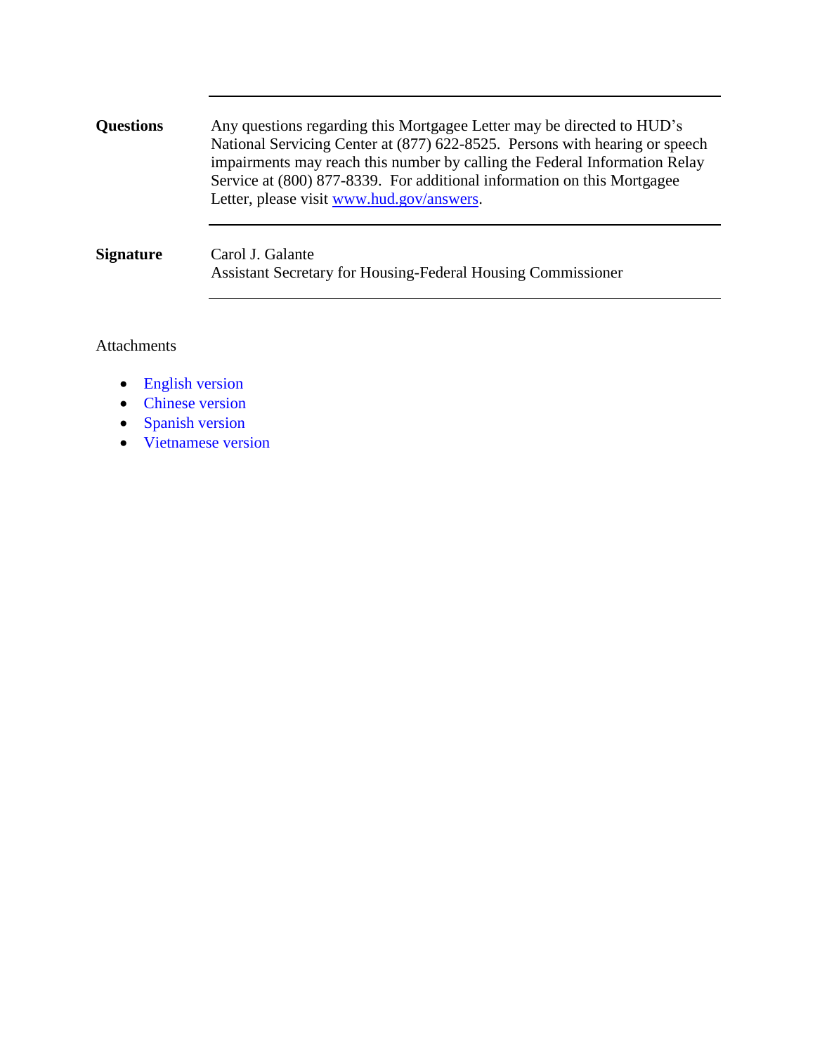| | |
|---|---|
| **Questions** | Any questions regarding this Mortgagee Letter may be directed to HUD's National Servicing Center at (877) 622-8525. Persons with hearing or speech impairments may reach this number by calling the Federal Information Relay Service at (800) 877-8339. For additional information on this Mortgagee Letter, please visit [www.hud.gov/answers](www.hud.gov/answers). |
| **Signature** | Carol J. Galante<br>Assistant Secretary for Housing-Federal Housing Commissioner |

Attachments

- English version
- Chinese version
- Spanish version
- Vietnamese version